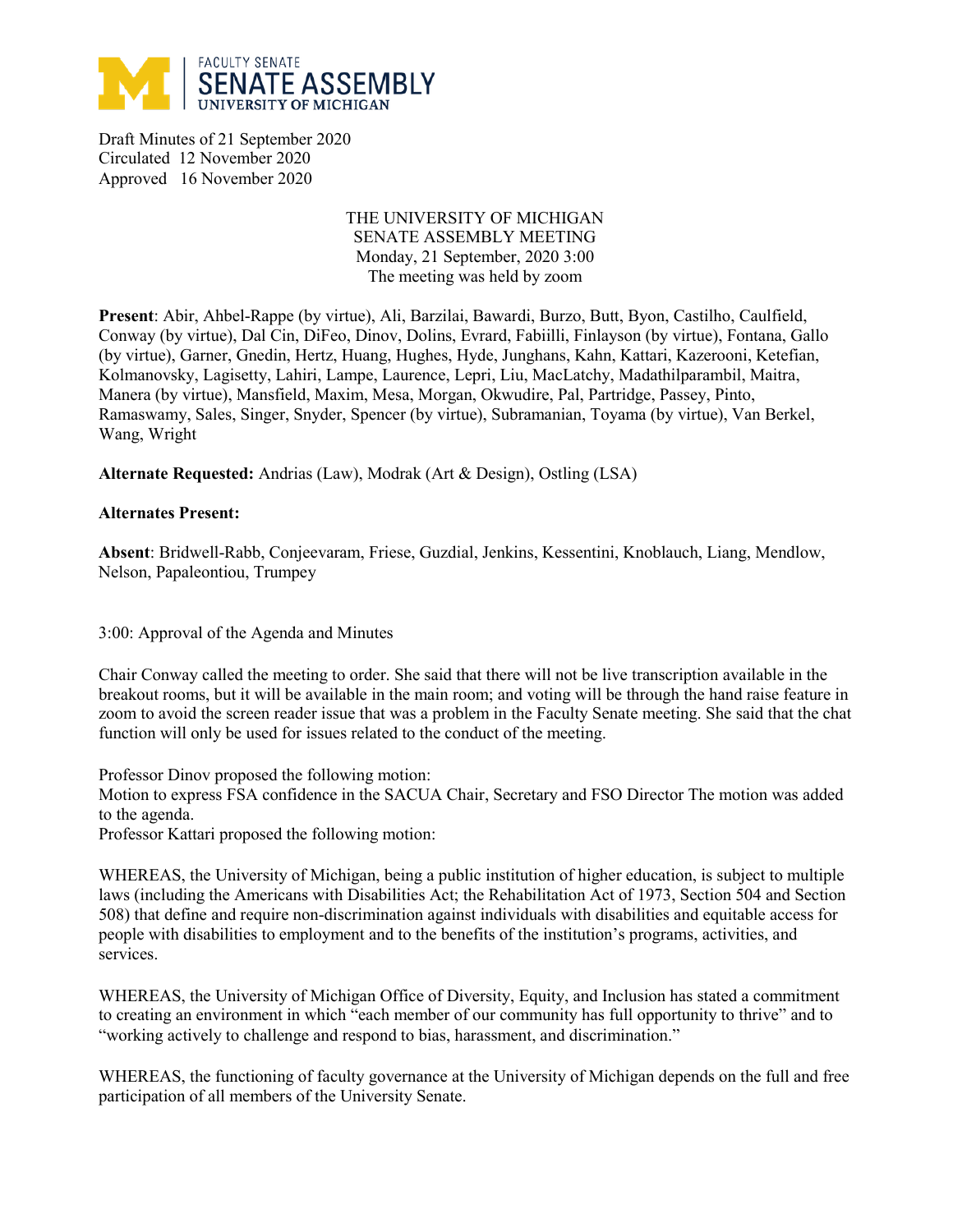FACULTY SENATE
SENATE ASSEMBLY
UNIVERSITY OF MICHIGAN

Draft Minutes of 21 September 2020
Circulated 12 November 2020
Approved 16 November 2020

THE UNIVERSITY OF MICHIGAN
SENATE ASSEMBLY MEETING
Monday, 21 September, 2020 3:00
The meeting was held by zoom

**Present**: Abir, Ahbel-Rappe (by virtue), Ali, Barzilai, Bawardi, Burzo, Butt, Byon, Castilho, Caulfield, Conway (by virtue), Dal Cin, DiFeo, Dinov, Dolins, Evrard, Fabiilli, Finlayson (by virtue), Fontana, Gallo (by virtue), Garner, Gnedin, Hertz, Huang, Hughes, Hyde, Junghans, Kahn, Kattari, Kazerooni, Ketefian, Kolmanovsky, Lagisetty, Lahiri, Lampe, Laurence, Lepri, Liu, MacLatchy, Madathilparambil, Maitra, Manera (by virtue), Mansfield, Maxim, Mesa, Morgan, Okwudire, Pal, Partridge, Passey, Pinto, Ramaswamy, Sales, Singer, Snyder, Spencer (by virtue), Subramanian, Toyama (by virtue), Van Berkel, Wang, Wright

**Alternate Requested:** Andrias (Law), Modrak (Art & Design), Ostling (LSA)

**Alternates Present:**

**Absent**: Bridwell-Rabb, Conjeevaram, Friese, Guzdial, Jenkins, Kessentini, Knoblauch, Liang, Mendlow, Nelson, Papaleontiou, Trumpey

3:00: Approval of the Agenda and Minutes

Chair Conway called the meeting to order. She said that there will not be live transcription available in the breakout rooms, but it will be available in the main room; and voting will be through the hand raise feature in zoom to avoid the screen reader issue that was a problem in the Faculty Senate meeting. She said that the chat function will only be used for issues related to the conduct of the meeting.

Professor Dinov proposed the following motion:
Motion to express FSA confidence in the SACUA Chair, Secretary and FSO Director The motion was added to the agenda.
Professor Kattari proposed the following motion:

WHEREAS, the University of Michigan, being a public institution of higher education, is subject to multiple laws (including the Americans with Disabilities Act; the Rehabilitation Act of 1973, Section 504 and Section 508) that define and require non-discrimination against individuals with disabilities and equitable access for people with disabilities to employment and to the benefits of the institution's programs, activities, and services.

WHEREAS, the University of Michigan Office of Diversity, Equity, and Inclusion has stated a commitment to creating an environment in which "each member of our community has full opportunity to thrive" and to "working actively to challenge and respond to bias, harassment, and discrimination."

WHEREAS, the functioning of faculty governance at the University of Michigan depends on the full and free participation of all members of the University Senate.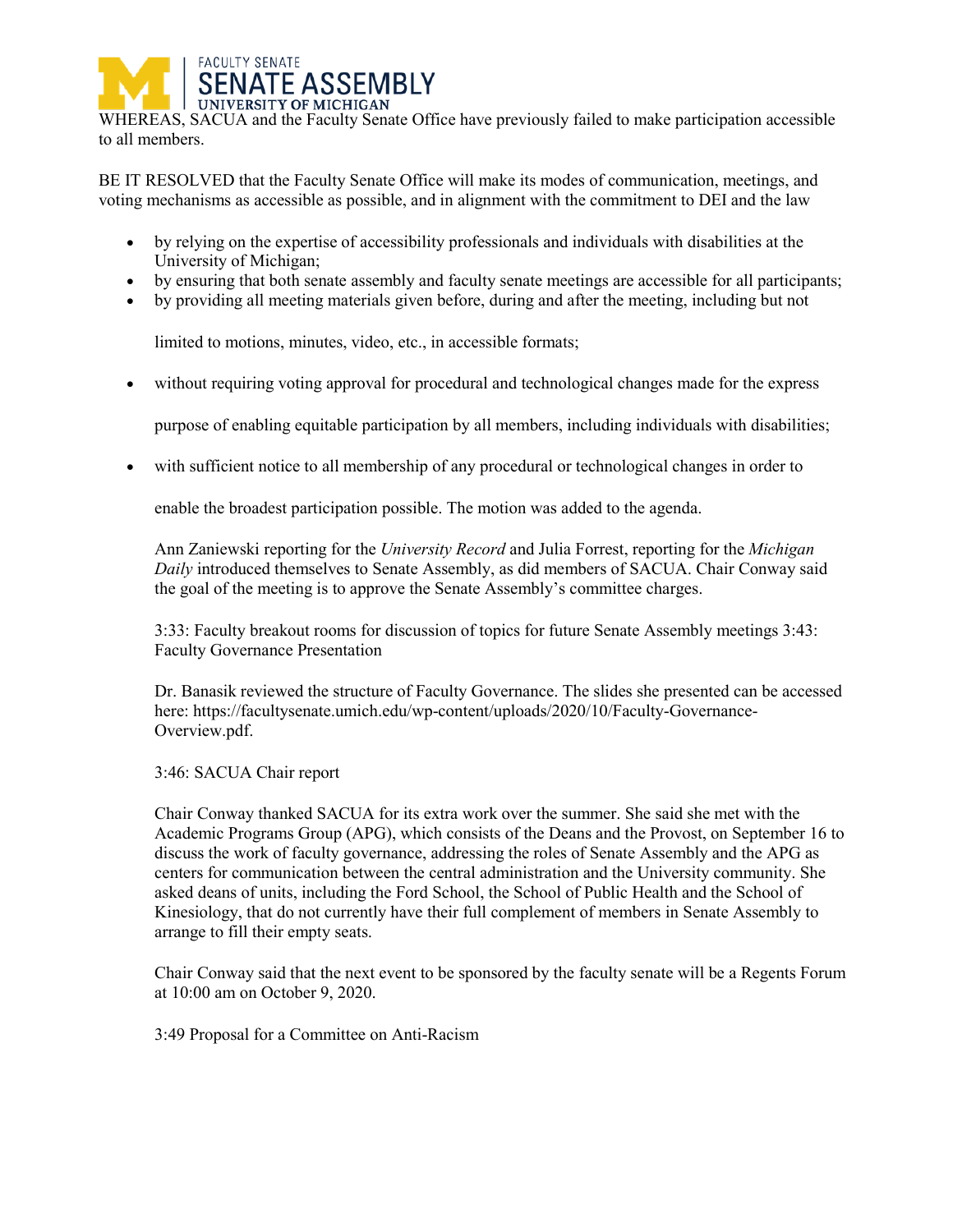WHEREAS, SACUA and the Faculty Senate Office have previously failed to make participation accessible to all members.

BE IT RESOLVED that the Faculty Senate Office will make its modes of communication, meetings, and voting mechanisms as accessible as possible, and in alignment with the commitment to DEI and the law

- by relying on the expertise of accessibility professionals and individuals with disabilities at the University of Michigan;
- by ensuring that both senate assembly and faculty senate meetings are accessible for all participants;
- by providing all meeting materials given before, during and after the meeting, including but not limited to motions, minutes, video, etc., in accessible formats;
- without requiring voting approval for procedural and technological changes made for the express purpose of enabling equitable participation by all members, including individuals with disabilities;
- with sufficient notice to all membership of any procedural or technological changes in order to enable the broadest participation possible. The motion was added to the agenda.

Ann Zaniewski reporting for the *University Record* and Julia Forrest, reporting for the *Michigan Daily* introduced themselves to Senate Assembly, as did members of SACUA. Chair Conway said the goal of the meeting is to approve the Senate Assembly's committee charges.

3:33: Faculty breakout rooms for discussion of topics for future Senate Assembly meetings 3:43: Faculty Governance Presentation

Dr. Banasik reviewed the structure of Faculty Governance. The slides she presented can be accessed here: https://facultysenate.umich.edu/wp-content/uploads/2020/10/Faculty-Governance-Overview.pdf.

3:46: SACUA Chair report

Chair Conway thanked SACUA for its extra work over the summer. She said she met with the Academic Programs Group (APG), which consists of the Deans and the Provost, on September 16 to discuss the work of faculty governance, addressing the roles of Senate Assembly and the APG as centers for communication between the central administration and the University community. She asked deans of units, including the Ford School, the School of Public Health and the School of Kinesiology, that do not currently have their full complement of members in Senate Assembly to arrange to fill their empty seats.

Chair Conway said that the next event to be sponsored by the faculty senate will be a Regents Forum at 10:00 am on October 9, 2020.

3:49 Proposal for a Committee on Anti-Racism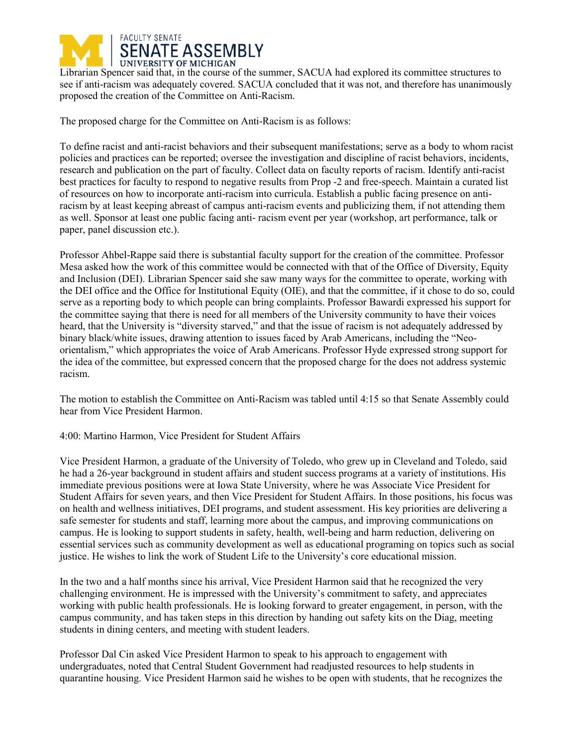Librarian Spencer said that, in the course of the summer, SACUA had explored its committee structures to see if anti-racism was adequately covered. SACUA concluded that it was not, and therefore has unanimously proposed the creation of the Committee on Anti-Racism.

The proposed charge for the Committee on Anti-Racism is as follows:

To define racist and anti-racist behaviors and their subsequent manifestations; serve as a body to whom racist policies and practices can be reported; oversee the investigation and discipline of racist behaviors, incidents, research and publication on the part of faculty. Collect data on faculty reports of racism. Identify anti-racist best practices for faculty to respond to negative results from Prop -2 and free-speech. Maintain a curated list of resources on how to incorporate anti-racism into curricula. Establish a public facing presence on anti-racism by at least keeping abreast of campus anti-racism events and publicizing them, if not attending them as well. Sponsor at least one public facing anti- racism event per year (workshop, art performance, talk or paper, panel discussion etc.).

Professor Ahbel-Rappe said there is substantial faculty support for the creation of the committee. Professor Mesa asked how the work of this committee would be connected with that of the Office of Diversity, Equity and Inclusion (DEI). Librarian Spencer said she saw many ways for the committee to operate, working with the DEI office and the Office for Institutional Equity (OIE), and that the committee, if it chose to do so, could serve as a reporting body to which people can bring complaints. Professor Bawardi expressed his support for the committee saying that there is need for all members of the University community to have their voices heard, that the University is "diversity starved," and that the issue of racism is not adequately addressed by binary black/white issues, drawing attention to issues faced by Arab Americans, including the "Neo-orientalism," which appropriates the voice of Arab Americans. Professor Hyde expressed strong support for the idea of the committee, but expressed concern that the proposed charge for the does not address systemic racism.

The motion to establish the Committee on Anti-Racism was tabled until 4:15 so that Senate Assembly could hear from Vice President Harmon.

4:00: Martino Harmon, Vice President for Student Affairs

Vice President Harmon, a graduate of the University of Toledo, who grew up in Cleveland and Toledo, said he had a 26-year background in student affairs and student success programs at a variety of institutions. His immediate previous positions were at Iowa State University, where he was Associate Vice President for Student Affairs for seven years, and then Vice President for Student Affairs. In those positions, his focus was on health and wellness initiatives, DEI programs, and student assessment. His key priorities are delivering a safe semester for students and staff, learning more about the campus, and improving communications on campus. He is looking to support students in safety, health, well-being and harm reduction, delivering on essential services such as community development as well as educational programing on topics such as social justice. He wishes to link the work of Student Life to the University's core educational mission.

In the two and a half months since his arrival, Vice President Harmon said that he recognized the very challenging environment. He is impressed with the University's commitment to safety, and appreciates working with public health professionals. He is looking forward to greater engagement, in person, with the campus community, and has taken steps in this direction by handing out safety kits on the Diag, meeting students in dining centers, and meeting with student leaders.

Professor Dal Cin asked Vice President Harmon to speak to his approach to engagement with undergraduates, noted that Central Student Government had readjusted resources to help students in quarantine housing. Vice President Harmon said he wishes to be open with students, that he recognizes the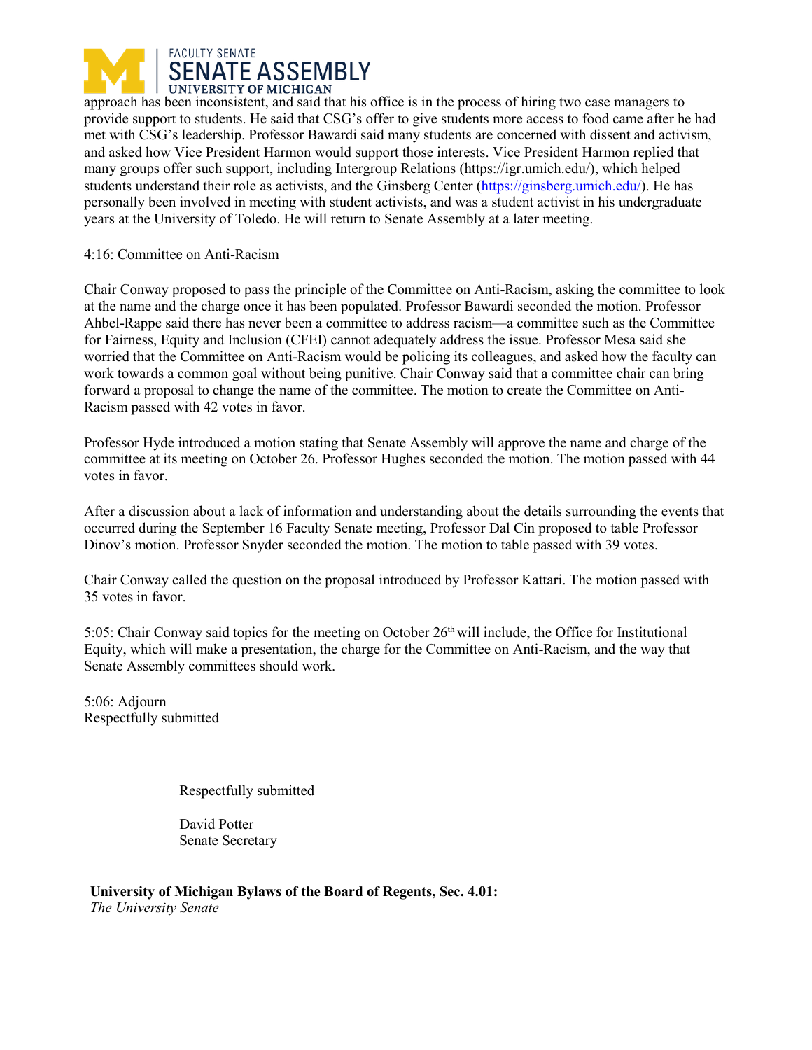approach has been inconsistent, and said that his office is in the process of hiring two case managers to provide support to students. He said that CSG's offer to give students more access to food came after he had met with CSG's leadership. Professor Bawardi said many students are concerned with dissent and activism, and asked how Vice President Harmon would support those interests. Vice President Harmon replied that many groups offer such support, including Intergroup Relations (https://igr.umich.edu/), which helped students understand their role as activists, and the Ginsberg Center (https://ginsberg.umich.edu/). He has personally been involved in meeting with student activists, and was a student activist in his undergraduate years at the University of Toledo. He will return to Senate Assembly at a later meeting.

4:16: Committee on Anti-Racism

Chair Conway proposed to pass the principle of the Committee on Anti-Racism, asking the committee to look at the name and the charge once it has been populated. Professor Bawardi seconded the motion. Professor Ahbel-Rappe said there has never been a committee to address racism—a committee such as the Committee for Fairness, Equity and Inclusion (CFEI) cannot adequately address the issue. Professor Mesa said she worried that the Committee on Anti-Racism would be policing its colleagues, and asked how the faculty can work towards a common goal without being punitive. Chair Conway said that a committee chair can bring forward a proposal to change the name of the committee. The motion to create the Committee on Anti-Racism passed with 42 votes in favor.

Professor Hyde introduced a motion stating that Senate Assembly will approve the name and charge of the committee at its meeting on October 26. Professor Hughes seconded the motion. The motion passed with 44 votes in favor.

After a discussion about a lack of information and understanding about the details surrounding the events that occurred during the September 16 Faculty Senate meeting, Professor Dal Cin proposed to table Professor Dinov's motion. Professor Snyder seconded the motion. The motion to table passed with 39 votes.

Chair Conway called the question on the proposal introduced by Professor Kattari. The motion passed with 35 votes in favor.

5:05: Chair Conway said topics for the meeting on October 26th will include, the Office for Institutional Equity, which will make a presentation, the charge for the Committee on Anti-Racism, and the way that Senate Assembly committees should work.

5:06: Adjourn
Respectfully submitted

Respectfully submitted

David Potter
Senate Secretary

**University of Michigan Bylaws of the Board of Regents, Sec. 4.01:**
*The University Senate*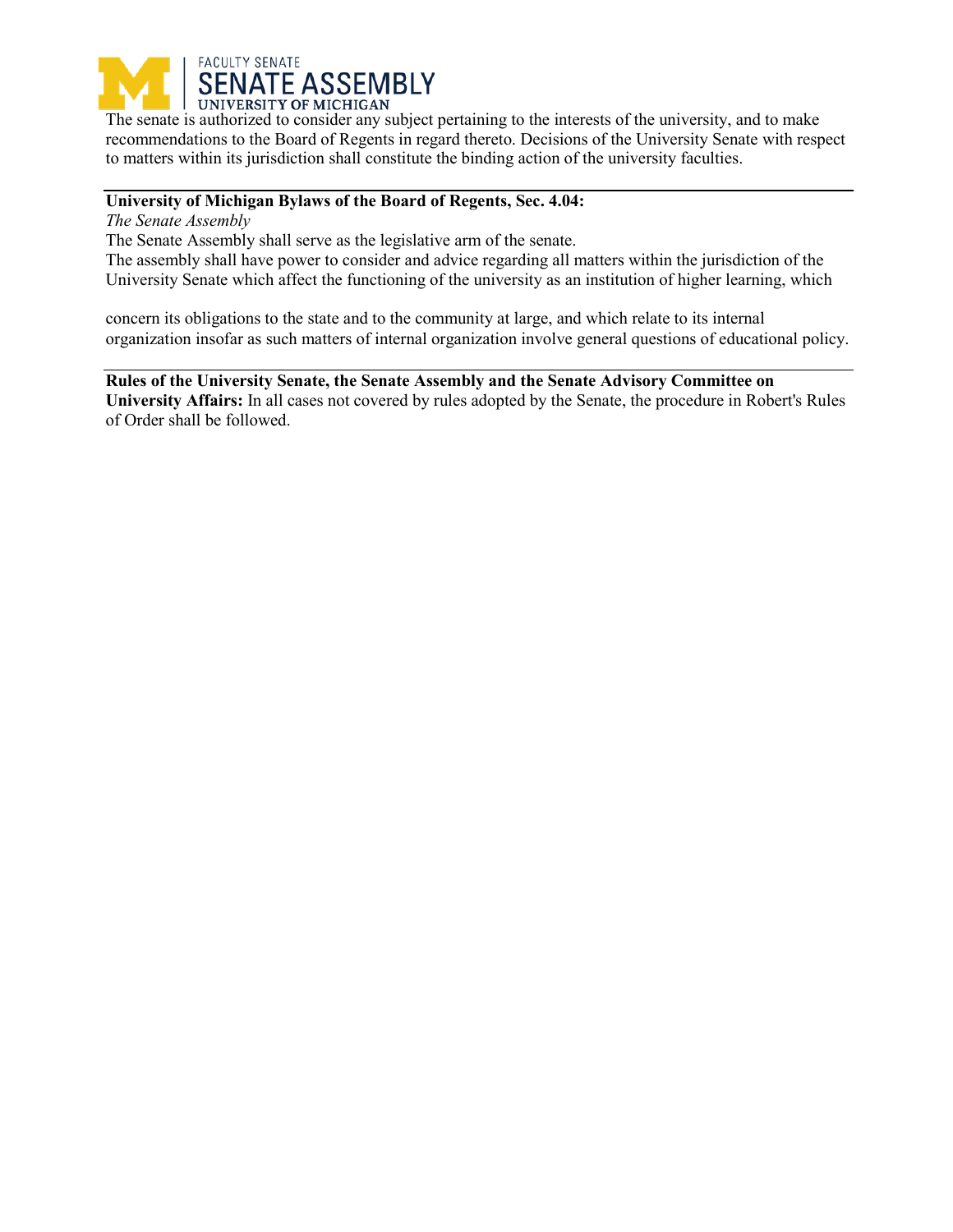The senate is authorized to consider any subject pertaining to the interests of the university, and to make recommendations to the Board of Regents in regard thereto. Decisions of the University Senate with respect to matters within its jurisdiction shall constitute the binding action of the university faculties.

---

**University of Michigan Bylaws of the Board of Regents, Sec. 4.04:**

*The Senate Assembly*

The Senate Assembly shall serve as the legislative arm of the senate.

The assembly shall have power to consider and advice regarding all matters within the jurisdiction of the University Senate which affect the functioning of the university as an institution of higher learning, which concern its obligations to the state and to the community at large, and which relate to its internal organization insofar as such matters of internal organization involve general questions of educational policy.

---

**Rules of the University Senate, the Senate Assembly and the Senate Advisory Committee on University Affairs:** In all cases not covered by rules adopted by the Senate, the procedure in Robert's Rules of Order shall be followed.